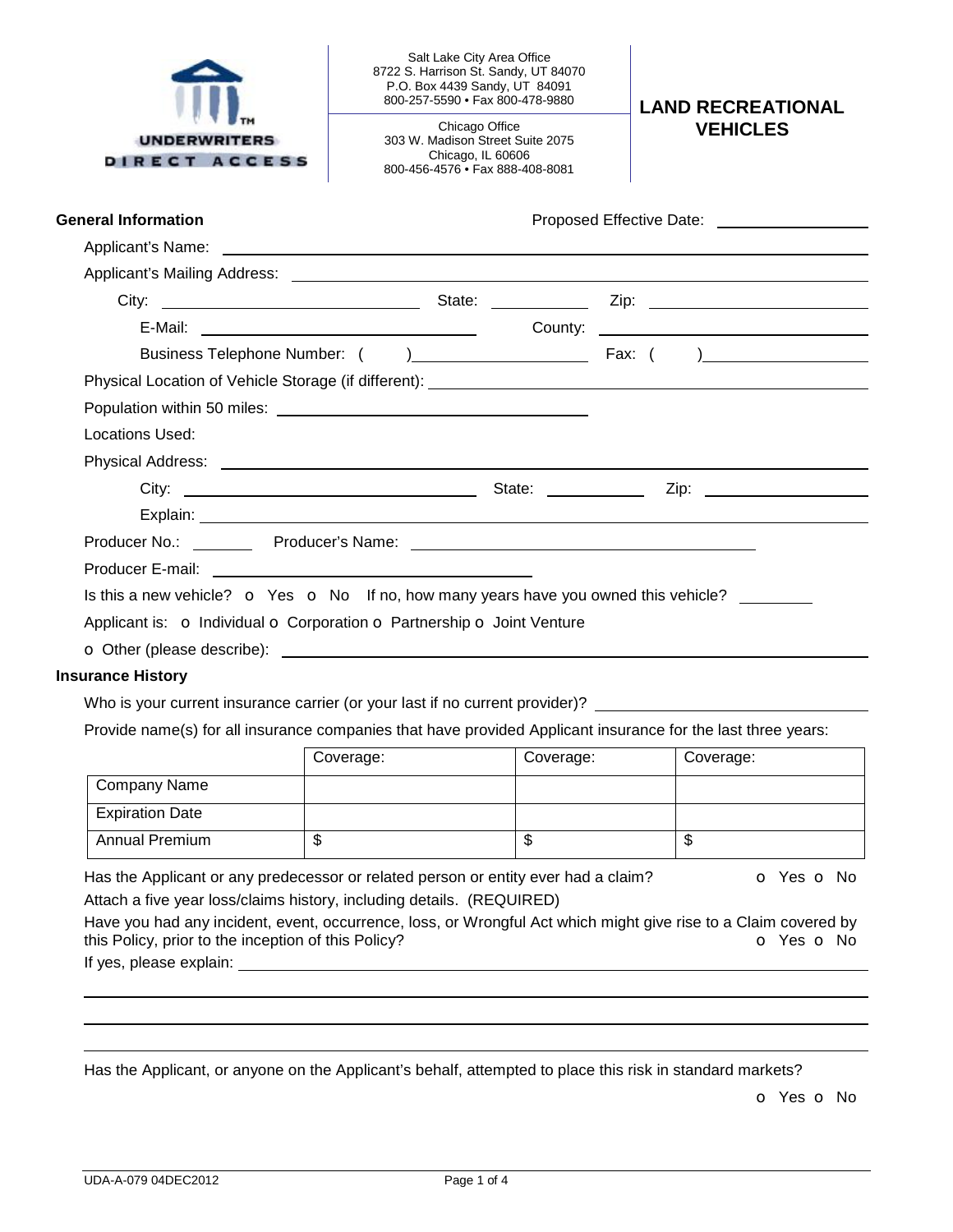Underwriters Direct Access

Salt Lake City Area Office
8722 S. Harrison St. Sandy, UT 84070
P.O. Box 4439 Sandy, UT 84091
800-257-5590 • Fax 800-478-9880

Chicago Office
303 W. Madison Street Suite 2075
Chicago, IL 60606
800-456-4576 • Fax 888-408-8081

# LAND RECREATIONAL VEHICLES

## General Information

Proposed Effective Date: ____________

Applicant's Name: ____________

Applicant's Mailing Address: ____________

City: ____________ State: ____________ Zip: ____________

E-Mail: ____________ County: ____________

Business Telephone Number: ( ) ____________ Fax: ( ) ____________

Physical Location of Vehicle Storage (if different): ____________

Population within 50 miles: ____________

Locations Used:

Physical Address: ____________

City: ____________ State: ____________ Zip: ____________

Explain: ____________

Producer No.: ________ Producer's Name: ____________

Producer E-mail: ____________

Is this a new vehicle? o Yes o No If no, how many years have you owned this vehicle? ________

Applicant is: o Individual o Corporation o Partnership o Joint Venture

o Other (please describe): ____________

## Insurance History

Who is your current insurance carrier (or your last if no current provider)? ____________

Provide name(s) for all insurance companies that have provided Applicant insurance for the last three years:

| | Coverage: | Coverage: | Coverage: |
|---|---|---|---|
| Company Name | | | |
| Expiration Date | | | |
| Annual Premium | $ | $ | $ |

Has the Applicant or any predecessor or related person or entity ever had a claim? o Yes o No

Attach a five year loss/claims history, including details. (REQUIRED)

Have you had any incident, event, occurrence, loss, or Wrongful Act which might give rise to a Claim covered by this Policy, prior to the inception of this Policy? o Yes o No

If yes, please explain: ____________

Has the Applicant, or anyone on the Applicant's behalf, attempted to place this risk in standard markets?

o Yes o No

UDA-A-079 04DEC2012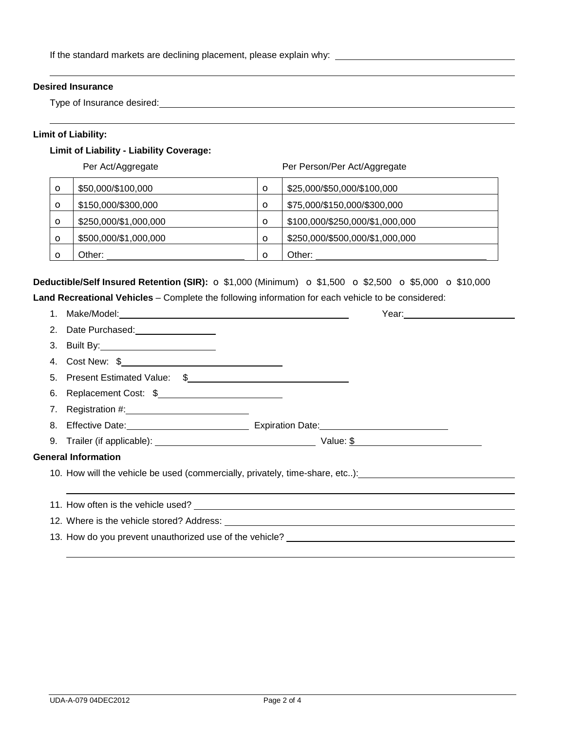If the standard markets are declining placement, please explain why: ______________________

______________________________________________________________________

**Desired Insurance**

Type of Insurance desired: ______________________________________________

______________________________________________________________________

**Limit of Liability:**

**Limit of Liability - Liability Coverage:**

| | Per Act/Aggregate | | Per Person/Per Act/Aggregate |
|---|---|---|---|
| o | $50,000/$100,000 | o | $25,000/$50,000/$100,000 |
| o | $150,000/$300,000 | o | $75,000/$150,000/$300,000 |
| o | $250,000/$1,000,000 | o | $100,000/$250,000/$1,000,000 |
| o | $500,000/$1,000,000 | o | $250,000/$500,000/$1,000,000 |
| o | Other: ______________ | o | Other: ______________ |

**Deductible/Self Insured Retention (SIR):** o $1,000 (Minimum) o $1,500 o $2,500 o $5,000 o $10,000

**Land Recreational Vehicles** – Complete the following information for each vehicle to be considered:

1. Make/Model: ______________________________ Year: ______________
2. Date Purchased: ______________
3. Built By: ______________
4. Cost New: $ ______________
5. Present Estimated Value: $ ______________
6. Replacement Cost: $ ______________
7. Registration #: ______________
8. Effective Date: ______________ Expiration Date: ______________
9. Trailer (if applicable): ______________ Value: $ ______________

**General Information**

10. How will the vehicle be used (commercially, privately, time-share, etc..): ______________

    ______________________________________________________________________

11. How often is the vehicle used? ______________________________
12. Where is the vehicle stored? Address: ______________________________
13. How do you prevent unauthorized use of the vehicle? ______________________________

    ______________________________________________________________________

UDA-A-079 04DEC2012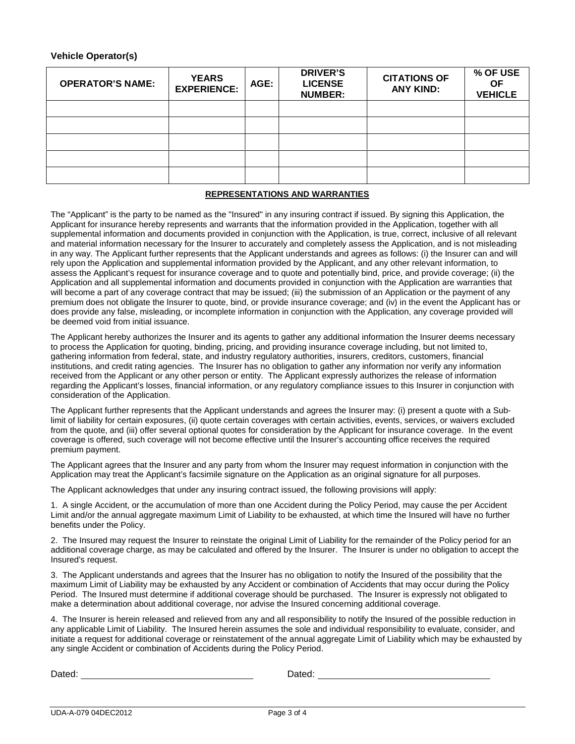### Vehicle Operator(s)

| OPERATOR'S NAME: | YEARS EXPERIENCE: | AGE: | DRIVER'S LICENSE NUMBER: | CITATIONS OF ANY KIND: | % OF USE OF VEHICLE |
|---|---|---|---|---|---|
| | | | | | |
| | | | | | |
| | | | | | |
| | | | | | |
| | | | | | |

## REPRESENTATIONS AND WARRANTIES

The "Applicant" is the party to be named as the "Insured" in any insuring contract if issued. By signing this Application, the Applicant for insurance hereby represents and warrants that the information provided in the Application, together with all supplemental information and documents provided in conjunction with the Application, is true, correct, inclusive of all relevant and material information necessary for the Insurer to accurately and completely assess the Application, and is not misleading in any way. The Applicant further represents that the Applicant understands and agrees as follows: (i) the Insurer can and will rely upon the Application and supplemental information provided by the Applicant, and any other relevant information, to assess the Applicant's request for insurance coverage and to quote and potentially bind, price, and provide coverage; (ii) the Application and all supplemental information and documents provided in conjunction with the Application are warranties that will become a part of any coverage contract that may be issued; (iii) the submission of an Application or the payment of any premium does not obligate the Insurer to quote, bind, or provide insurance coverage; and (iv) in the event the Applicant has or does provide any false, misleading, or incomplete information in conjunction with the Application, any coverage provided will be deemed void from initial issuance.

The Applicant hereby authorizes the Insurer and its agents to gather any additional information the Insurer deems necessary to process the Application for quoting, binding, pricing, and providing insurance coverage including, but not limited to, gathering information from federal, state, and industry regulatory authorities, insurers, creditors, customers, financial institutions, and credit rating agencies. The Insurer has no obligation to gather any information nor verify any information received from the Applicant or any other person or entity. The Applicant expressly authorizes the release of information regarding the Applicant's losses, financial information, or any regulatory compliance issues to this Insurer in conjunction with consideration of the Application.

The Applicant further represents that the Applicant understands and agrees the Insurer may: (i) present a quote with a Sub-limit of liability for certain exposures, (ii) quote certain coverages with certain activities, events, services, or waivers excluded from the quote, and (iii) offer several optional quotes for consideration by the Applicant for insurance coverage. In the event coverage is offered, such coverage will not become effective until the Insurer's accounting office receives the required premium payment.

The Applicant agrees that the Insurer and any party from whom the Insurer may request information in conjunction with the Application may treat the Applicant's facsimile signature on the Application as an original signature for all purposes.

The Applicant acknowledges that under any insuring contract issued, the following provisions will apply:

1. A single Accident, or the accumulation of more than one Accident during the Policy Period, may cause the per Accident Limit and/or the annual aggregate maximum Limit of Liability to be exhausted, at which time the Insured will have no further benefits under the Policy.

2. The Insured may request the Insurer to reinstate the original Limit of Liability for the remainder of the Policy period for an additional coverage charge, as may be calculated and offered by the Insurer. The Insurer is under no obligation to accept the Insured's request.

3. The Applicant understands and agrees that the Insurer has no obligation to notify the Insured of the possibility that the maximum Limit of Liability may be exhausted by any Accident or combination of Accidents that may occur during the Policy Period. The Insured must determine if additional coverage should be purchased. The Insurer is expressly not obligated to make a determination about additional coverage, nor advise the Insured concerning additional coverage.

4. The Insurer is herein released and relieved from any and all responsibility to notify the Insured of the possible reduction in any applicable Limit of Liability. The Insured herein assumes the sole and individual responsibility to evaluate, consider, and initiate a request for additional coverage or reinstatement of the annual aggregate Limit of Liability which may be exhausted by any single Accident or combination of Accidents during the Policy Period.

Dated: ______________________________ Dated: ______________________________

UDA-A-079 04DEC2012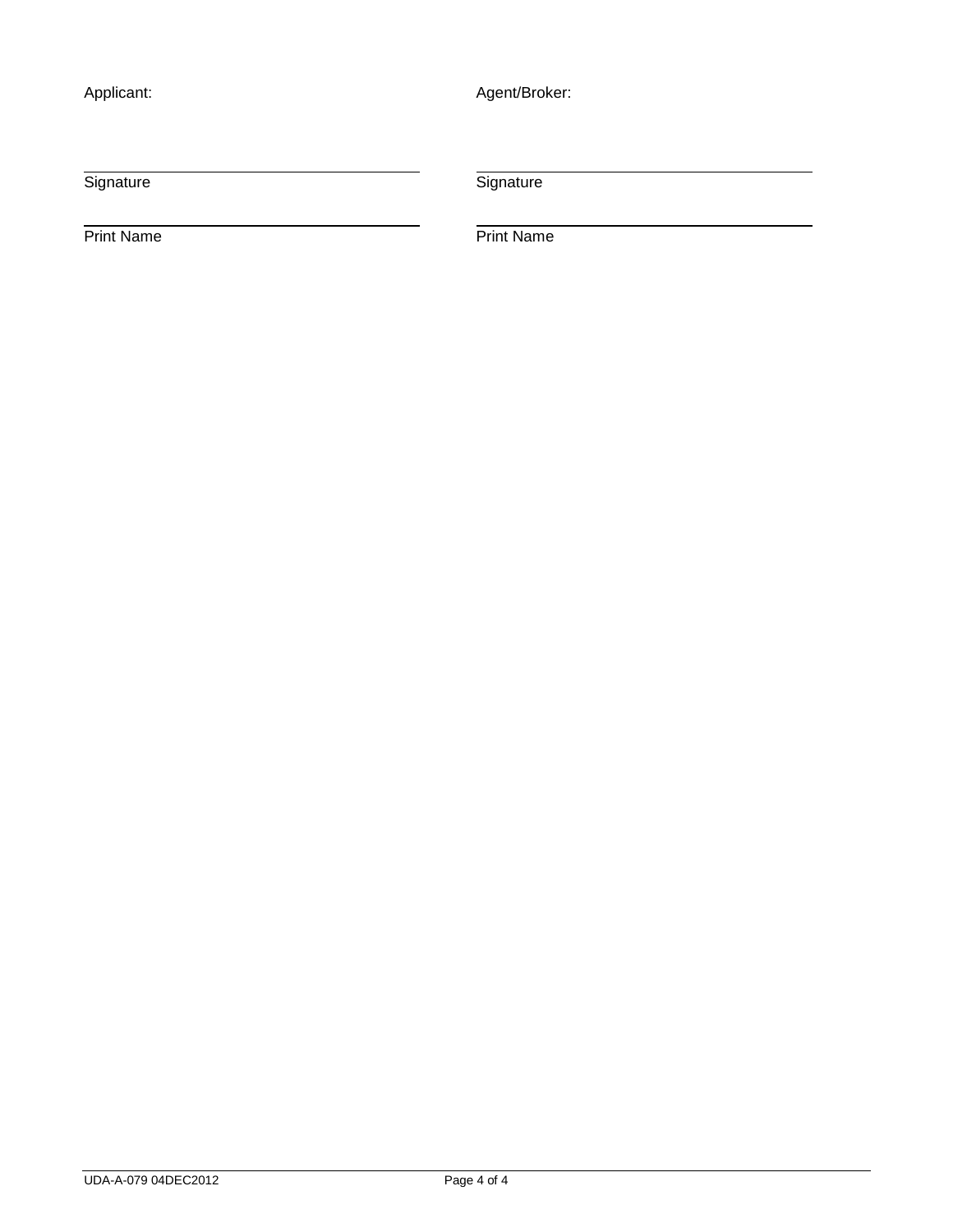Applicant:

\_\_\_\_\_\_\_\_\_\_\_\_\_\_\_\_\_\_\_\_\_\_\_\_\_\_\_\_\_\_\_\_\_\_\_\_

Signature

\_\_\_\_\_\_\_\_\_\_\_\_\_\_\_\_\_\_\_\_\_\_\_\_\_\_\_\_\_\_\_\_\_\_\_\_

Print Name

Agent/Broker:

\_\_\_\_\_\_\_\_\_\_\_\_\_\_\_\_\_\_\_\_\_\_\_\_\_\_\_\_\_\_\_\_\_\_\_\_

Signature

\_\_\_\_\_\_\_\_\_\_\_\_\_\_\_\_\_\_\_\_\_\_\_\_\_\_\_\_\_\_\_\_\_\_\_\_

Print Name

UDA-A-079 04DEC2012